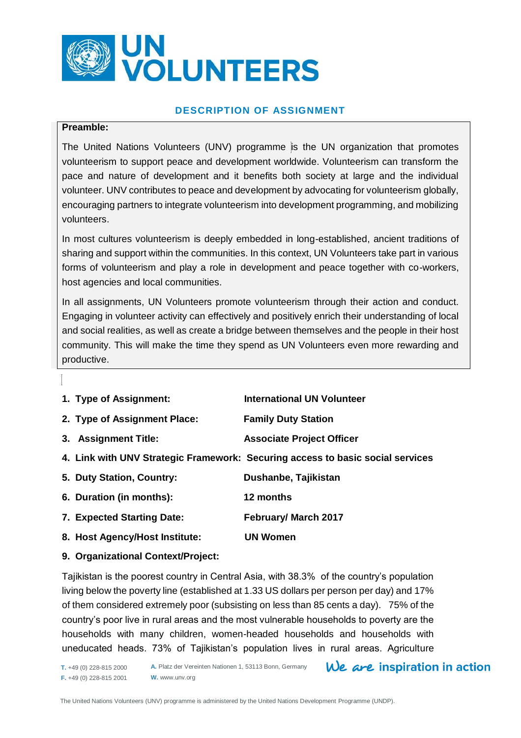# UN VOLUNTEERS

## DESCRIPTION OF ASSIGNMENT

**Preamble:**

The United Nations Volunteers (UNV) programme is the UN organization that promotes volunteerism to support peace and development worldwide. Volunteerism can transform the pace and nature of development and it benefits both society at large and the individual volunteer. UNV contributes to peace and development by advocating for volunteerism globally, encouraging partners to integrate volunteerism into development programming, and mobilizing volunteers.

In most cultures volunteerism is deeply embedded in long-established, ancient traditions of sharing and support within the communities. In this context, UN Volunteers take part in various forms of volunteerism and play a role in development and peace together with co-workers, host agencies and local communities.

In all assignments, UN Volunteers promote volunteerism through their action and conduct. Engaging in volunteer activity can effectively and positively enrich their understanding of local and social realities, as well as create a bridge between themselves and the people in their host community. This will make the time they spend as UN Volunteers even more rewarding and productive.

1. **Type of Assignment:** **International UN Volunteer**
2. **Type of Assignment Place:** **Family Duty Station**
3. **Assignment Title:** **Associate Project Officer**
4. **Link with UNV Strategic Framework:** **Securing access to basic social services**
5. **Duty Station, Country:** **Dushanbe, Tajikistan**
6. **Duration (in months):** **12 months**
7. **Expected Starting Date:** **February/ March 2017**
8. **Host Agency/Host Institute:** **UN Women**
9. **Organizational Context/Project:**

Tajikistan is the poorest country in Central Asia, with 38.3% of the country's population living below the poverty line (established at 1.33 US dollars per person per day) and 17% of them considered extremely poor (subsisting on less than 85 cents a day). 75% of the country's poor live in rural areas and the most vulnerable households to poverty are the households with many children, women-headed households and households with uneducated heads. 73% of Tajikistan's population lives in rural areas. Agriculture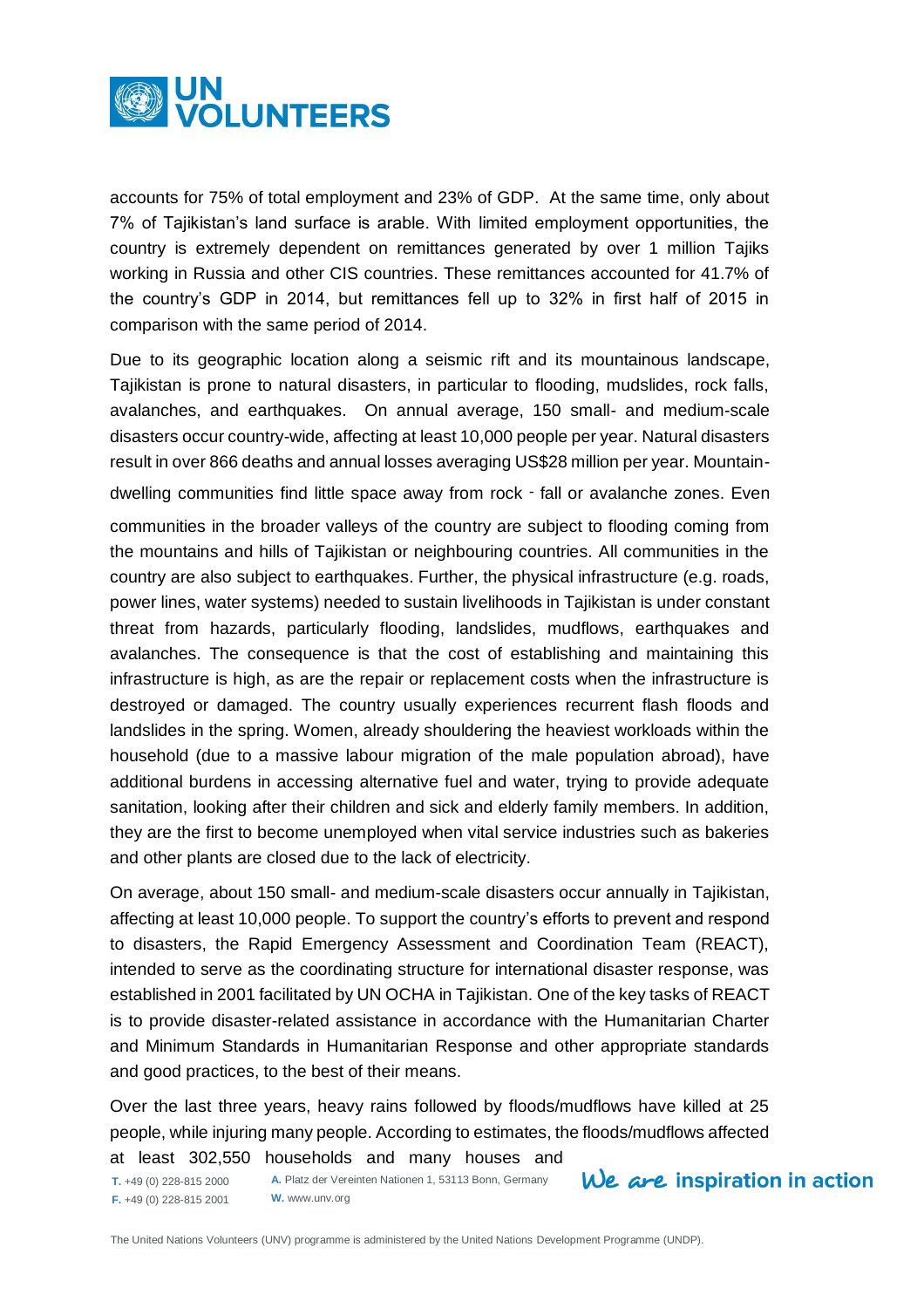accounts for 75% of total employment and 23% of GDP. At the same time, only about 7% of Tajikistan's land surface is arable. With limited employment opportunities, the country is extremely dependent on remittances generated by over 1 million Tajiks working in Russia and other CIS countries. These remittances accounted for 41.7% of the country's GDP in 2014, but remittances fell up to 32% in first half of 2015 in comparison with the same period of 2014.

Due to its geographic location along a seismic rift and its mountainous landscape, Tajikistan is prone to natural disasters, in particular to flooding, mudslides, rock falls, avalanches, and earthquakes. On annual average, 150 small- and medium-scale disasters occur country-wide, affecting at least 10,000 people per year. Natural disasters result in over 866 deaths and annual losses averaging US$28 million per year. Mountain-dwelling communities find little space away from rock - fall or avalanche zones. Even communities in the broader valleys of the country are subject to flooding coming from the mountains and hills of Tajikistan or neighbouring countries. All communities in the country are also subject to earthquakes. Further, the physical infrastructure (e.g. roads, power lines, water systems) needed to sustain livelihoods in Tajikistan is under constant threat from hazards, particularly flooding, landslides, mudflows, earthquakes and avalanches. The consequence is that the cost of establishing and maintaining this infrastructure is high, as are the repair or replacement costs when the infrastructure is destroyed or damaged. The country usually experiences recurrent flash floods and landslides in the spring. Women, already shouldering the heaviest workloads within the household (due to a massive labour migration of the male population abroad), have additional burdens in accessing alternative fuel and water, trying to provide adequate sanitation, looking after their children and sick and elderly family members. In addition, they are the first to become unemployed when vital service industries such as bakeries and other plants are closed due to the lack of electricity.

On average, about 150 small- and medium-scale disasters occur annually in Tajikistan, affecting at least 10,000 people. To support the country's efforts to prevent and respond to disasters, the Rapid Emergency Assessment and Coordination Team (REACT), intended to serve as the coordinating structure for international disaster response, was established in 2001 facilitated by UN OCHA in Tajikistan. One of the key tasks of REACT is to provide disaster-related assistance in accordance with the Humanitarian Charter and Minimum Standards in Humanitarian Response and other appropriate standards and good practices, to the best of their means.

Over the last three years, heavy rains followed by floods/mudflows have killed at 25 people, while injuring many people. According to estimates, the floods/mudflows affected at least 302,550 households and many houses and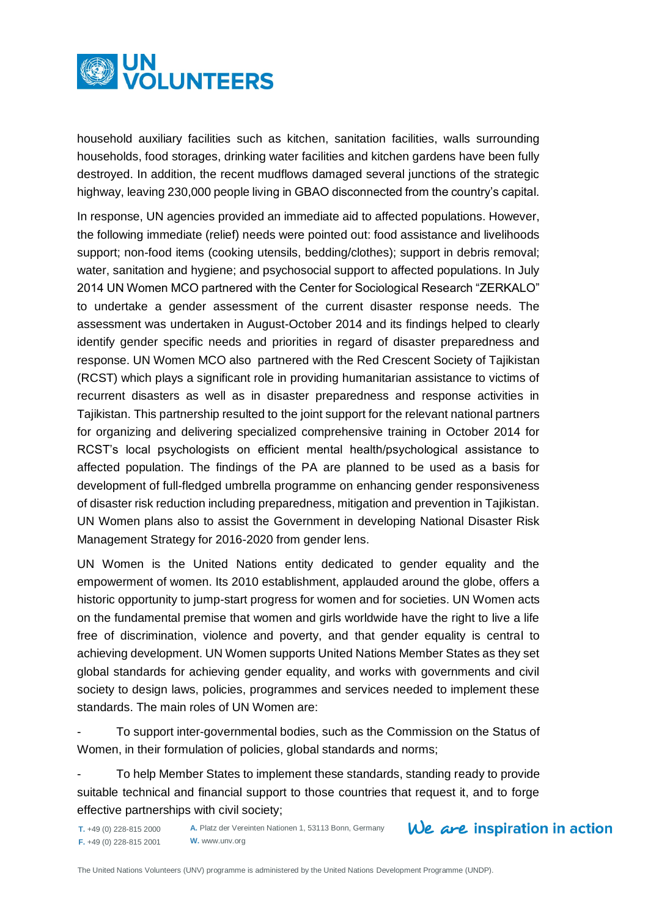household auxiliary facilities such as kitchen, sanitation facilities, walls surrounding households, food storages, drinking water facilities and kitchen gardens have been fully destroyed. In addition, the recent mudflows damaged several junctions of the strategic highway, leaving 230,000 people living in GBAO disconnected from the country's capital.

In response, UN agencies provided an immediate aid to affected populations. However, the following immediate (relief) needs were pointed out: food assistance and livelihoods support; non-food items (cooking utensils, bedding/clothes); support in debris removal; water, sanitation and hygiene; and psychosocial support to affected populations. In July 2014 UN Women MCO partnered with the Center for Sociological Research "ZERKALO" to undertake a gender assessment of the current disaster response needs. The assessment was undertaken in August-October 2014 and its findings helped to clearly identify gender specific needs and priorities in regard of disaster preparedness and response. UN Women MCO also partnered with the Red Crescent Society of Tajikistan (RCST) which plays a significant role in providing humanitarian assistance to victims of recurrent disasters as well as in disaster preparedness and response activities in Tajikistan. This partnership resulted to the joint support for the relevant national partners for organizing and delivering specialized comprehensive training in October 2014 for RCST's local psychologists on efficient mental health/psychological assistance to affected population. The findings of the PA are planned to be used as a basis for development of full-fledged umbrella programme on enhancing gender responsiveness of disaster risk reduction including preparedness, mitigation and prevention in Tajikistan. UN Women plans also to assist the Government in developing National Disaster Risk Management Strategy for 2016-2020 from gender lens.

UN Women is the United Nations entity dedicated to gender equality and the empowerment of women. Its 2010 establishment, applauded around the globe, offers a historic opportunity to jump-start progress for women and for societies. UN Women acts on the fundamental premise that women and girls worldwide have the right to live a life free of discrimination, violence and poverty, and that gender equality is central to achieving development. UN Women supports United Nations Member States as they set global standards for achieving gender equality, and works with governments and civil society to design laws, policies, programmes and services needed to implement these standards. The main roles of UN Women are:

- To support inter-governmental bodies, such as the Commission on the Status of Women, in their formulation of policies, global standards and norms;
- To help Member States to implement these standards, standing ready to provide suitable technical and financial support to those countries that request it, and to forge effective partnerships with civil society;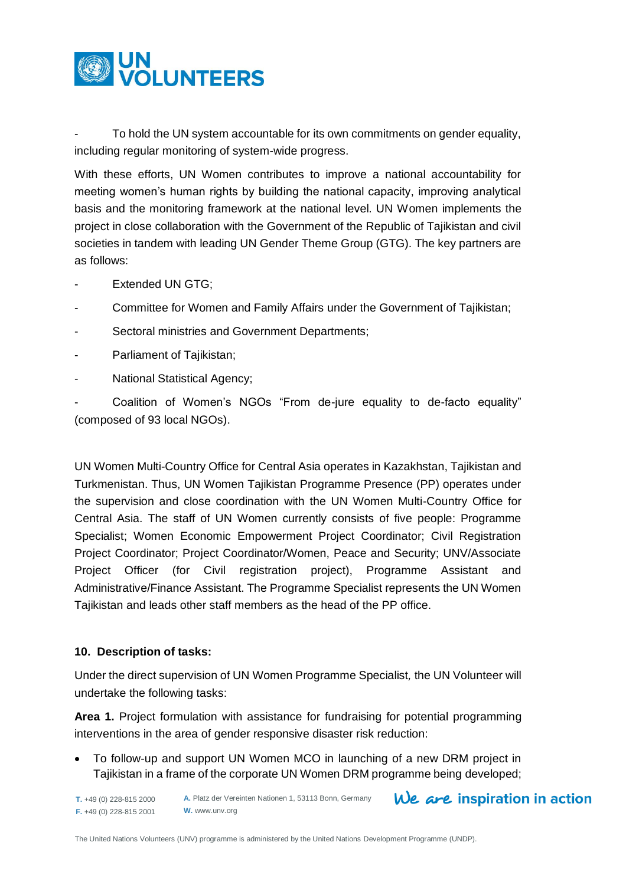- To hold the UN system accountable for its own commitments on gender equality, including regular monitoring of system-wide progress.

With these efforts, UN Women contributes to improve a national accountability for meeting women's human rights by building the national capacity, improving analytical basis and the monitoring framework at the national level. UN Women implements the project in close collaboration with the Government of the Republic of Tajikistan and civil societies in tandem with leading UN Gender Theme Group (GTG). The key partners are as follows:

- Extended UN GTG;
- Committee for Women and Family Affairs under the Government of Tajikistan;
- Sectoral ministries and Government Departments;
- Parliament of Tajikistan;
- National Statistical Agency;
- Coalition of Women's NGOs "From de-jure equality to de-facto equality" (composed of 93 local NGOs).

UN Women Multi-Country Office for Central Asia operates in Kazakhstan, Tajikistan and Turkmenistan. Thus, UN Women Tajikistan Programme Presence (PP) operates under the supervision and close coordination with the UN Women Multi-Country Office for Central Asia. The staff of UN Women currently consists of five people: Programme Specialist; Women Economic Empowerment Project Coordinator; Civil Registration Project Coordinator; Project Coordinator/Women, Peace and Security; UNV/Associate Project Officer (for Civil registration project), Programme Assistant and Administrative/Finance Assistant. The Programme Specialist represents the UN Women Tajikistan and leads other staff members as the head of the PP office.

**10. Description of tasks:**

Under the direct supervision of UN Women Programme Specialist, the UN Volunteer will undertake the following tasks:

**Area 1.** Project formulation with assistance for fundraising for potential programming interventions in the area of gender responsive disaster risk reduction:

- To follow-up and support UN Women MCO in launching of a new DRM project in Tajikistan in a frame of the corporate UN Women DRM programme being developed;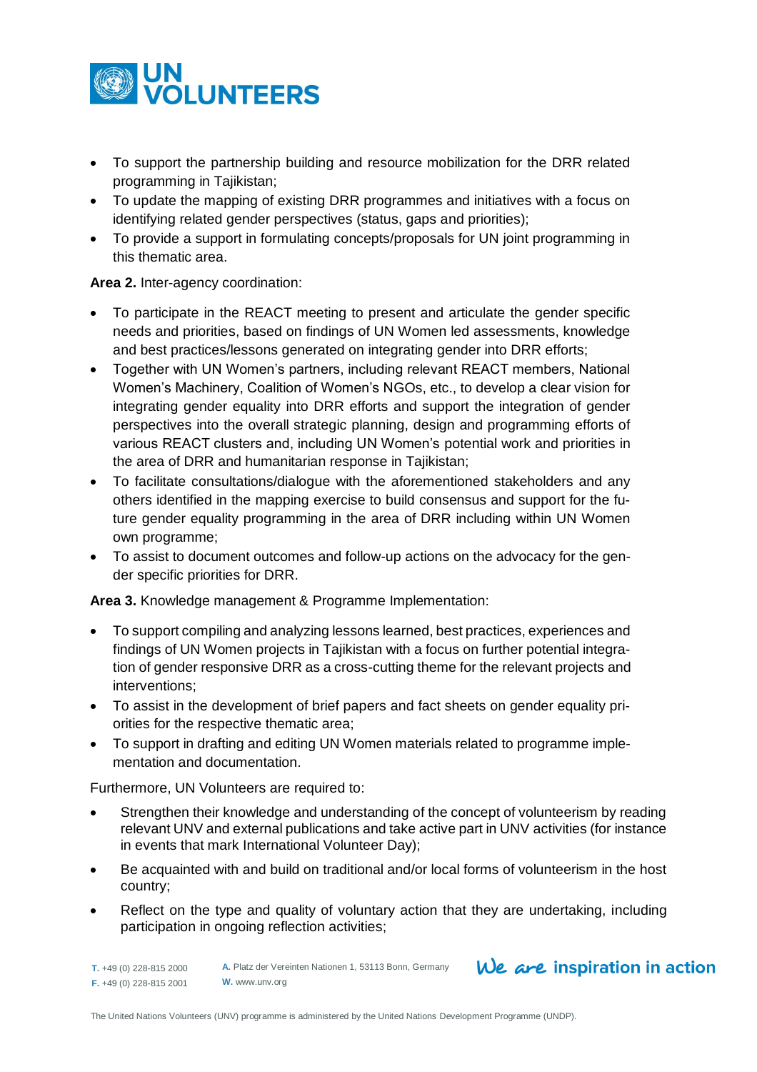- To support the partnership building and resource mobilization for the DRR related programming in Tajikistan;
- To update the mapping of existing DRR programmes and initiatives with a focus on identifying related gender perspectives (status, gaps and priorities);
- To provide a support in formulating concepts/proposals for UN joint programming in this thematic area.

**Area 2.** Inter-agency coordination:

- To participate in the REACT meeting to present and articulate the gender specific needs and priorities, based on findings of UN Women led assessments, knowledge and best practices/lessons generated on integrating gender into DRR efforts;
- Together with UN Women's partners, including relevant REACT members, National Women's Machinery, Coalition of Women's NGOs, etc., to develop a clear vision for integrating gender equality into DRR efforts and support the integration of gender perspectives into the overall strategic planning, design and programming efforts of various REACT clusters and, including UN Women's potential work and priorities in the area of DRR and humanitarian response in Tajikistan;
- To facilitate consultations/dialogue with the aforementioned stakeholders and any others identified in the mapping exercise to build consensus and support for the future gender equality programming in the area of DRR including within UN Women own programme;
- To assist to document outcomes and follow-up actions on the advocacy for the gender specific priorities for DRR.

**Area 3.** Knowledge management & Programme Implementation:

- To support compiling and analyzing lessons learned, best practices, experiences and findings of UN Women projects in Tajikistan with a focus on further potential integration of gender responsive DRR as a cross-cutting theme for the relevant projects and interventions;
- To assist in the development of brief papers and fact sheets on gender equality priorities for the respective thematic area;
- To support in drafting and editing UN Women materials related to programme implementation and documentation.

Furthermore, UN Volunteers are required to:

- Strengthen their knowledge and understanding of the concept of volunteerism by reading relevant UNV and external publications and take active part in UNV activities (for instance in events that mark International Volunteer Day);
- Be acquainted with and build on traditional and/or local forms of volunteerism in the host country;
- Reflect on the type and quality of voluntary action that they are undertaking, including participation in ongoing reflection activities;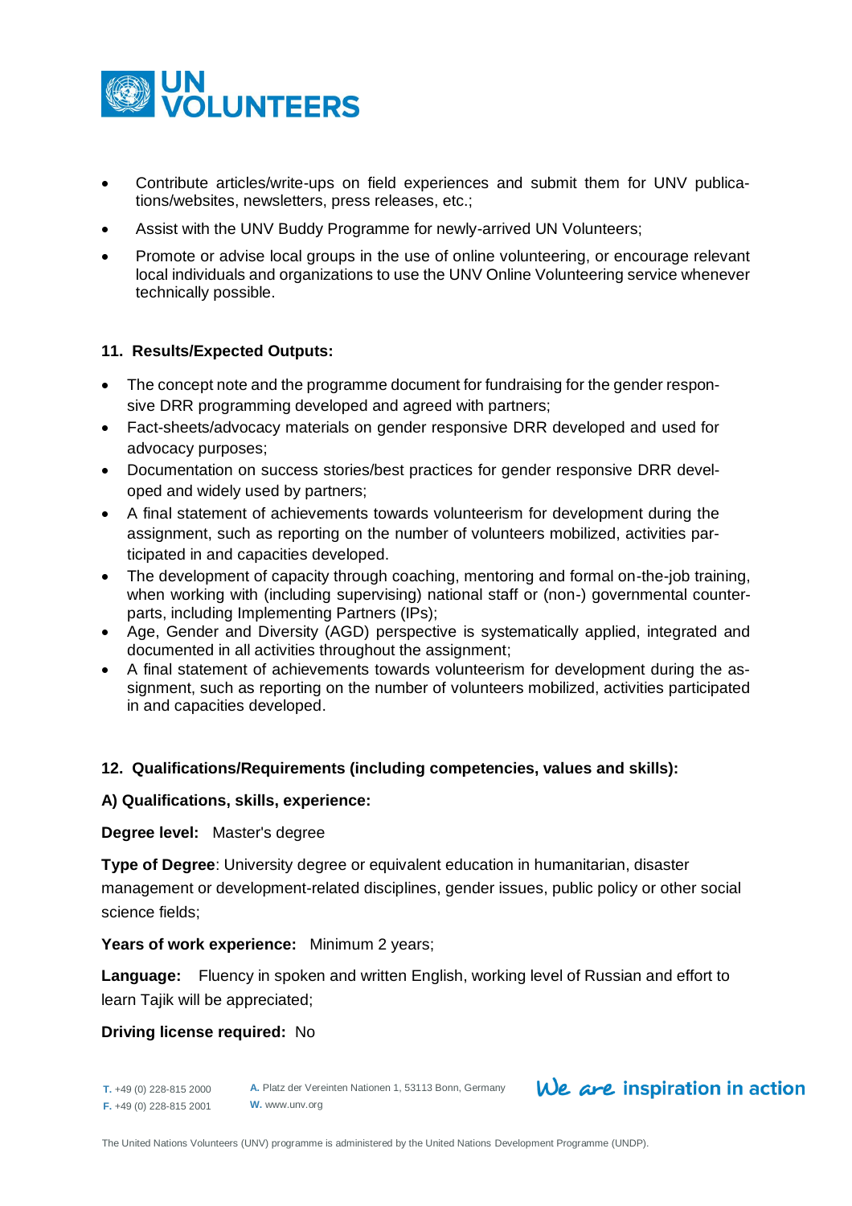- Contribute articles/write-ups on field experiences and submit them for UNV publications/websites, newsletters, press releases, etc.;
- Assist with the UNV Buddy Programme for newly-arrived UN Volunteers;
- Promote or advise local groups in the use of online volunteering, or encourage relevant local individuals and organizations to use the UNV Online Volunteering service whenever technically possible.

### 11. Results/Expected Outputs:

- The concept note and the programme document for fundraising for the gender responsive DRR programming developed and agreed with partners;
- Fact-sheets/advocacy materials on gender responsive DRR developed and used for advocacy purposes;
- Documentation on success stories/best practices for gender responsive DRR developed and widely used by partners;
- A final statement of achievements towards volunteerism for development during the assignment, such as reporting on the number of volunteers mobilized, activities participated in and capacities developed.
- The development of capacity through coaching, mentoring and formal on-the-job training, when working with (including supervising) national staff or (non-) governmental counterparts, including Implementing Partners (IPs);
- Age, Gender and Diversity (AGD) perspective is systematically applied, integrated and documented in all activities throughout the assignment;
- A final statement of achievements towards volunteerism for development during the assignment, such as reporting on the number of volunteers mobilized, activities participated in and capacities developed.

### 12. Qualifications/Requirements (including competencies, values and skills):

**A) Qualifications, skills, experience:**

**Degree level:** Master's degree

**Type of Degree**: University degree or equivalent education in humanitarian, disaster management or development-related disciplines, gender issues, public policy or other social science fields;

**Years of work experience:** Minimum 2 years;

**Language:** Fluency in spoken and written English, working level of Russian and effort to learn Tajik will be appreciated;

**Driving license required:** No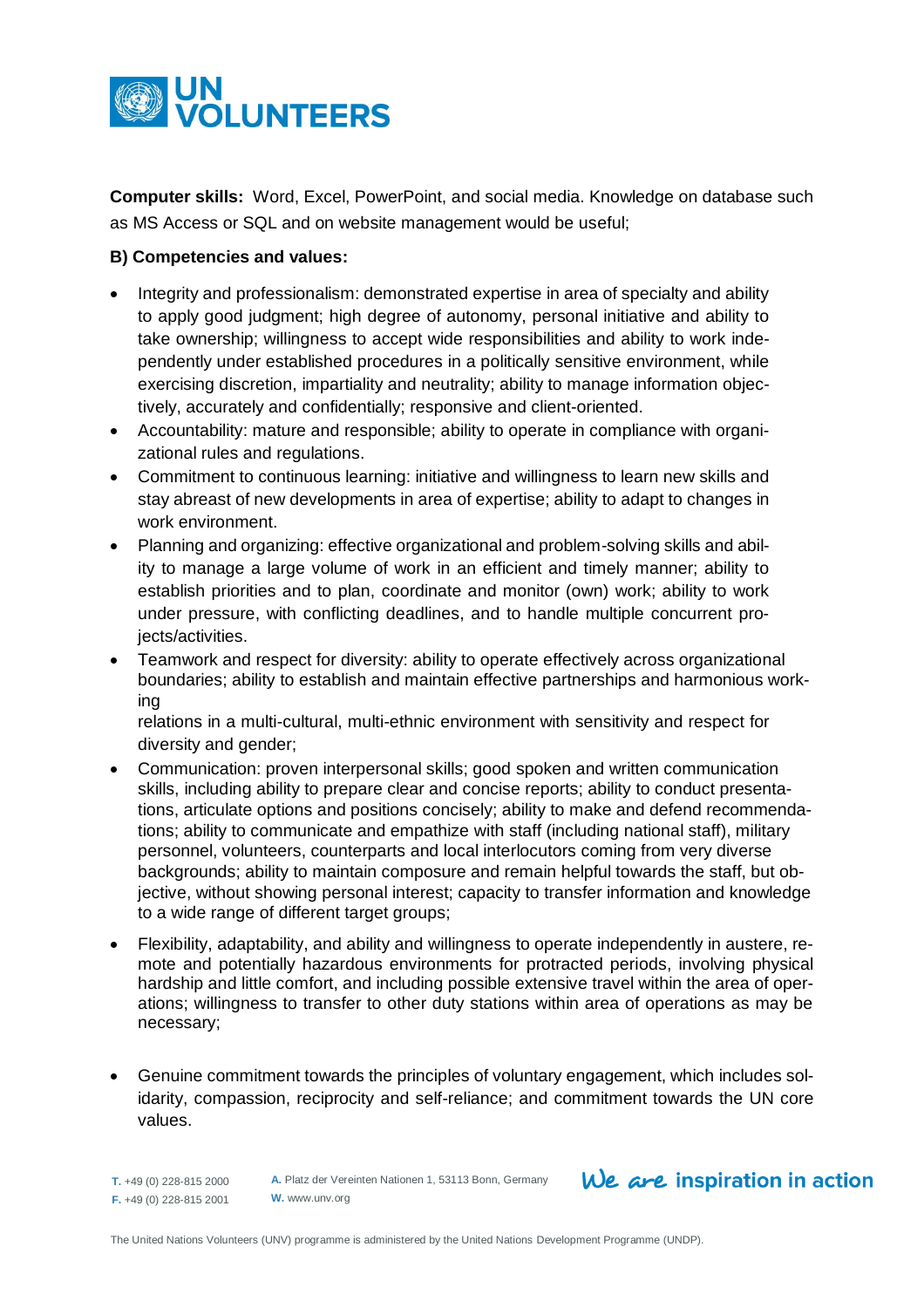**Computer skills:** Word, Excel, PowerPoint, and social media. Knowledge on database such as MS Access or SQL and on website management would be useful;

**B) Competencies and values:**

- Integrity and professionalism: demonstrated expertise in area of specialty and ability to apply good judgment; high degree of autonomy, personal initiative and ability to take ownership; willingness to accept wide responsibilities and ability to work independently under established procedures in a politically sensitive environment, while exercising discretion, impartiality and neutrality; ability to manage information objectively, accurately and confidentially; responsive and client-oriented.
- Accountability: mature and responsible; ability to operate in compliance with organizational rules and regulations.
- Commitment to continuous learning: initiative and willingness to learn new skills and stay abreast of new developments in area of expertise; ability to adapt to changes in work environment.
- Planning and organizing: effective organizational and problem-solving skills and ability to manage a large volume of work in an efficient and timely manner; ability to establish priorities and to plan, coordinate and monitor (own) work; ability to work under pressure, with conflicting deadlines, and to handle multiple concurrent projects/activities.
- Teamwork and respect for diversity: ability to operate effectively across organizational boundaries; ability to establish and maintain effective partnerships and harmonious working relations in a multi-cultural, multi-ethnic environment with sensitivity and respect for diversity and gender;
- Communication: proven interpersonal skills; good spoken and written communication skills, including ability to prepare clear and concise reports; ability to conduct presentations, articulate options and positions concisely; ability to make and defend recommendations; ability to communicate and empathize with staff (including national staff), military personnel, volunteers, counterparts and local interlocutors coming from very diverse backgrounds; ability to maintain composure and remain helpful towards the staff, but objective, without showing personal interest; capacity to transfer information and knowledge to a wide range of different target groups;
- Flexibility, adaptability, and ability and willingness to operate independently in austere, remote and potentially hazardous environments for protracted periods, involving physical hardship and little comfort, and including possible extensive travel within the area of operations; willingness to transfer to other duty stations within area of operations as may be necessary;
- Genuine commitment towards the principles of voluntary engagement, which includes solidarity, compassion, reciprocity and self-reliance; and commitment towards the UN core values.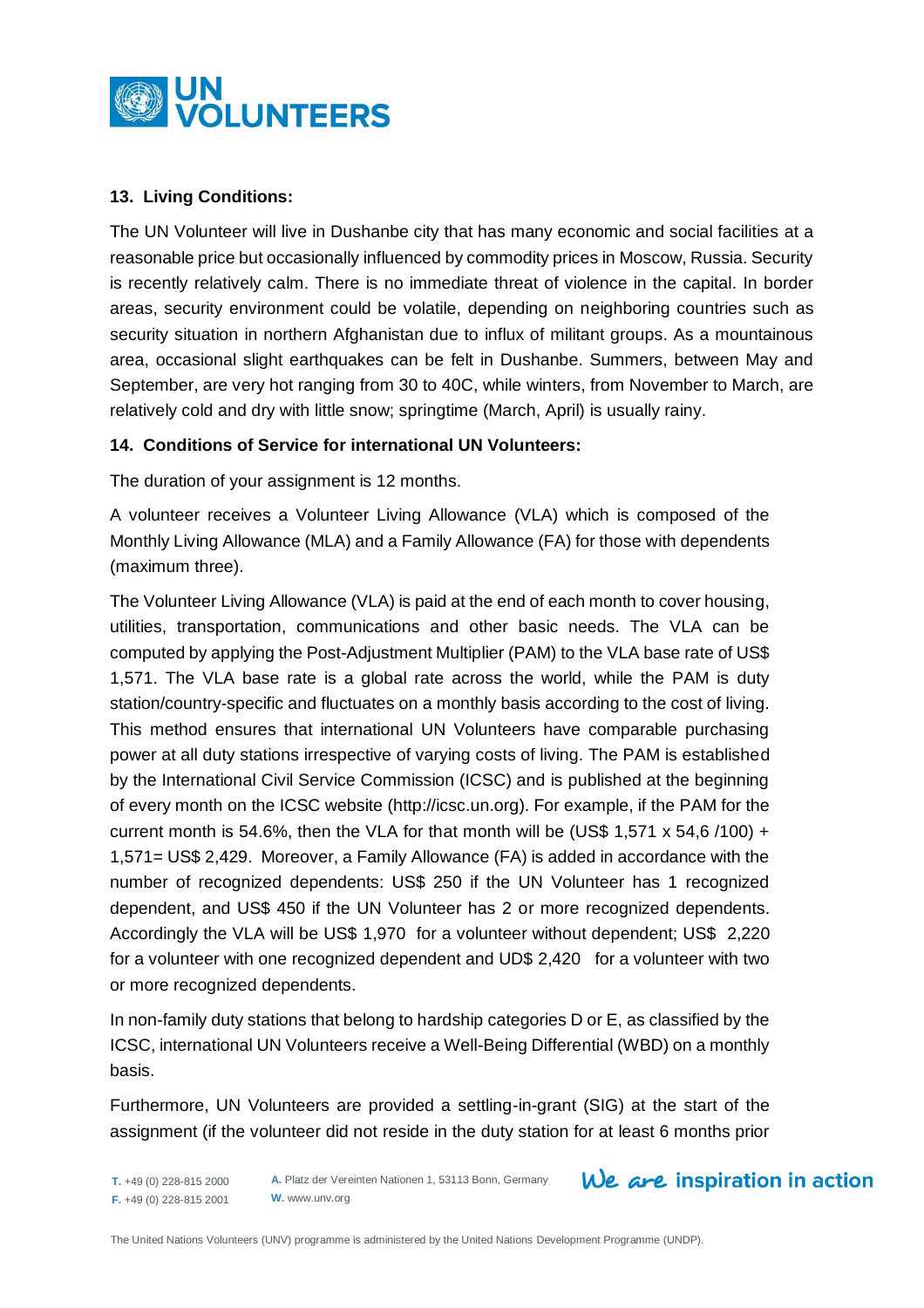**13. Living Conditions:**

The UN Volunteer will live in Dushanbe city that has many economic and social facilities at a reasonable price but occasionally influenced by commodity prices in Moscow, Russia. Security is recently relatively calm. There is no immediate threat of violence in the capital. In border areas, security environment could be volatile, depending on neighboring countries such as security situation in northern Afghanistan due to influx of militant groups. As a mountainous area, occasional slight earthquakes can be felt in Dushanbe. Summers, between May and September, are very hot ranging from 30 to 40C, while winters, from November to March, are relatively cold and dry with little snow; springtime (March, April) is usually rainy.

**14. Conditions of Service for international UN Volunteers:**

The duration of your assignment is 12 months.

A volunteer receives a Volunteer Living Allowance (VLA) which is composed of the Monthly Living Allowance (MLA) and a Family Allowance (FA) for those with dependents (maximum three).

The Volunteer Living Allowance (VLA) is paid at the end of each month to cover housing, utilities, transportation, communications and other basic needs. The VLA can be computed by applying the Post-Adjustment Multiplier (PAM) to the VLA base rate of US$ 1,571. The VLA base rate is a global rate across the world, while the PAM is duty station/country-specific and fluctuates on a monthly basis according to the cost of living. This method ensures that international UN Volunteers have comparable purchasing power at all duty stations irrespective of varying costs of living. The PAM is established by the International Civil Service Commission (ICSC) and is published at the beginning of every month on the ICSC website (http://icsc.un.org). For example, if the PAM for the current month is 54.6%, then the VLA for that month will be (US$ 1,571 x 54,6 /100) + 1,571= US$ 2,429. Moreover, a Family Allowance (FA) is added in accordance with the number of recognized dependents: US$ 250 if the UN Volunteer has 1 recognized dependent, and US$ 450 if the UN Volunteer has 2 or more recognized dependents. Accordingly the VLA will be US$ 1,970 for a volunteer without dependent; US$ 2,220 for a volunteer with one recognized dependent and UD$ 2,420 for a volunteer with two or more recognized dependents.

In non-family duty stations that belong to hardship categories D or E, as classified by the ICSC, international UN Volunteers receive a Well-Being Differential (WBD) on a monthly basis.

Furthermore, UN Volunteers are provided a settling-in-grant (SIG) at the start of the assignment (if the volunteer did not reside in the duty station for at least 6 months prior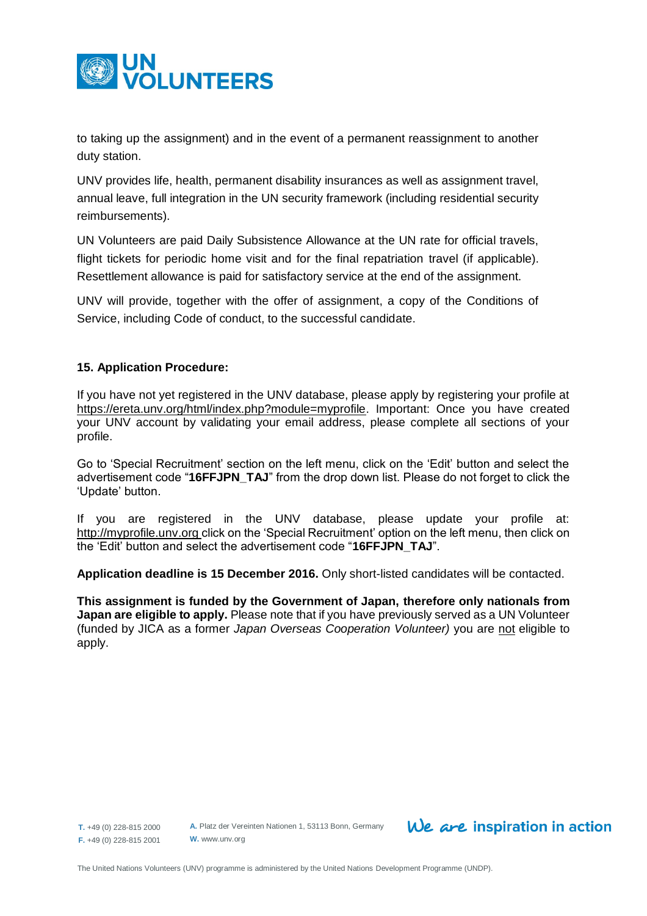to taking up the assignment) and in the event of a permanent reassignment to another duty station.

UNV provides life, health, permanent disability insurances as well as assignment travel, annual leave, full integration in the UN security framework (including residential security reimbursements).

UN Volunteers are paid Daily Subsistence Allowance at the UN rate for official travels, flight tickets for periodic home visit and for the final repatriation travel (if applicable). Resettlement allowance is paid for satisfactory service at the end of the assignment.

UNV will provide, together with the offer of assignment, a copy of the Conditions of Service, including Code of conduct, to the successful candidate.

**15. Application Procedure:**

If you have not yet registered in the UNV database, please apply by registering your profile at https://ereta.unv.org/html/index.php?module=myprofile. Important: Once you have created your UNV account by validating your email address, please complete all sections of your profile.

Go to 'Special Recruitment' section on the left menu, click on the 'Edit' button and select the advertisement code "**16FFJPN_TAJ**" from the drop down list. Please do not forget to click the 'Update' button.

If you are registered in the UNV database, please update your profile at: http://myprofile.unv.org click on the 'Special Recruitment' option on the left menu, then click on the 'Edit' button and select the advertisement code "**16FFJPN_TAJ**".

**Application deadline is 15 December 2016.** Only short-listed candidates will be contacted.

**This assignment is funded by the Government of Japan, therefore only nationals from Japan are eligible to apply.** Please note that if you have previously served as a UN Volunteer (funded by JICA as a former *Japan Overseas Cooperation Volunteer)* you are not eligible to apply.